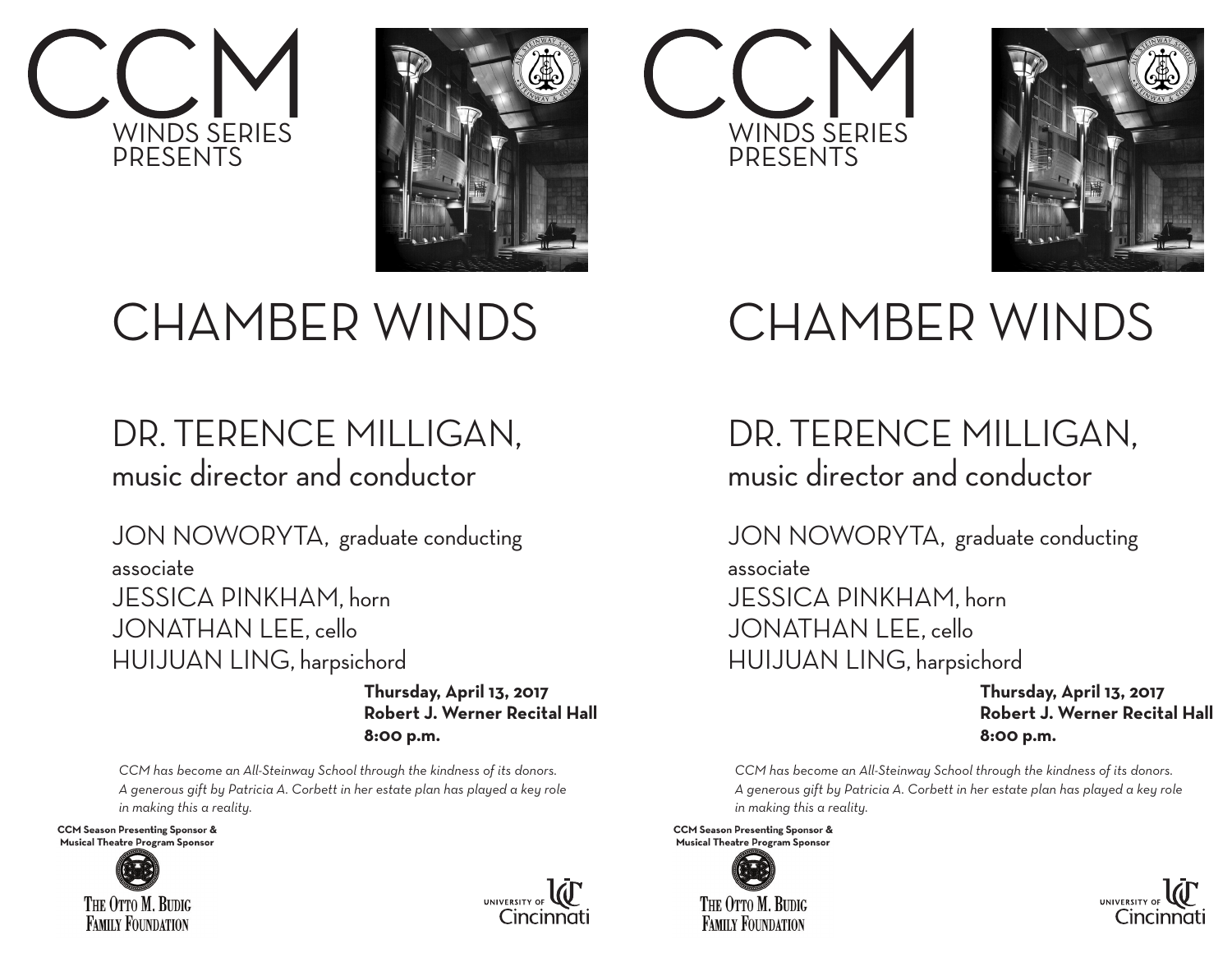# CCM

WINDS SERIES
PRESENTS

# CHAMBER WINDS

## DR. TERENCE MILLIGAN,
music director and conductor

JON NOWORYTA, graduate conducting associate
JESSICA PINKHAM, horn
JONATHAN LEE, cello
HUIJUAN LING, harpsichord

**Thursday, April 13, 2017**
**Robert J. Werner Recital Hall**
**8:00 p.m.**

*CCM has become an All-Steinway School through the kindness of its donors. A generous gift by Patricia A. Corbett in her estate plan has played a key role in making this a reality.*

**CCM Season Presenting Sponsor & Musical Theatre Program Sponsor**

THE OTTO M. BUDIG FAMILY FOUNDATION

UNIVERSITY OF Cincinnati

# CCM

WINDS SERIES
PRESENTS

# CHAMBER WINDS

## DR. TERENCE MILLIGAN,
music director and conductor

JON NOWORYTA, graduate conducting associate
JESSICA PINKHAM, horn
JONATHAN LEE, cello
HUIJUAN LING, harpsichord

**Thursday, April 13, 2017**
**Robert J. Werner Recital Hall**
**8:00 p.m.**

*CCM has become an All-Steinway School through the kindness of its donors. A generous gift by Patricia A. Corbett in her estate plan has played a key role in making this a reality.*

**CCM Season Presenting Sponsor & Musical Theatre Program Sponsor**

THE OTTO M. BUDIG FAMILY FOUNDATION

UNIVERSITY OF Cincinnati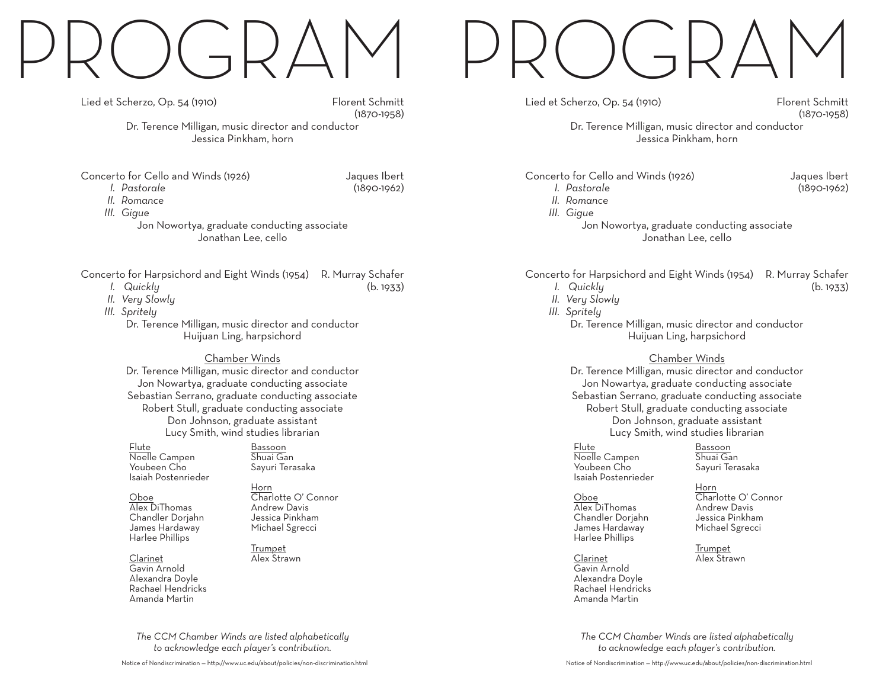# PROGRAM

Lied et Scherzo, Op. 54 (1910) — Florent Schmitt (1870-1958)

Dr. Terence Milligan, music director and conductor
Jessica Pinkham, horn

Concerto for Cello and Winds (1926) — Jaques Ibert (1890-1962)

- I. *Pastorale*
- II. *Romance*
- III. *Gigue*

Jon Nowortya, graduate conducting associate
Jonathan Lee, cello

Concerto for Harpsichord and Eight Winds (1954) — R. Murray Schafer (b. 1933)

- I. *Quickly*
- II. *Very Slowly*
- III. *Spritely*

Dr. Terence Milligan, music director and conductor
Huijuan Ling, harpsichord

## Chamber Winds

Dr. Terence Milligan, music director and conductor
Jon Nowartya, graduate conducting associate
Sebastian Serrano, graduate conducting associate
Robert Stull, graduate conducting associate
Don Johnson, graduate assistant
Lucy Smith, wind studies librarian

**Flute**
Noelle Campen
Youbeen Cho
Isaiah Postenrieder

**Oboe**
Alex DiThomas
Chandler Dorjahn
James Hardaway
Harlee Phillips

**Clarinet**
Gavin Arnold
Alexandra Doyle
Rachael Hendricks
Amanda Martin

**Bassoon**
Shuai Gan
Sayuri Terasaka

**Horn**
Charlotte O' Connor
Andrew Davis
Jessica Pinkham
Michael Sgrecci

**Trumpet**
Alex Strawn

*The CCM Chamber Winds are listed alphabetically to acknowledge each player's contribution.*

Notice of Nondiscrimination — http://www.uc.edu/about/policies/non-discrimination.html

# PROGRAM

Lied et Scherzo, Op. 54 (1910) — Florent Schmitt (1870-1958)

Dr. Terence Milligan, music director and conductor
Jessica Pinkham, horn

Concerto for Cello and Winds (1926) — Jaques Ibert (1890-1962)

- I. *Pastorale*
- II. *Romance*
- III. *Gigue*

Jon Nowortya, graduate conducting associate
Jonathan Lee, cello

Concerto for Harpsichord and Eight Winds (1954) — R. Murray Schafer (b. 1933)

- I. *Quickly*
- II. *Very Slowly*
- III. *Spritely*

Dr. Terence Milligan, music director and conductor
Huijuan Ling, harpsichord

## Chamber Winds

Dr. Terence Milligan, music director and conductor
Jon Nowartya, graduate conducting associate
Sebastian Serrano, graduate conducting associate
Robert Stull, graduate conducting associate
Don Johnson, graduate assistant
Lucy Smith, wind studies librarian

**Flute**
Noelle Campen
Youbeen Cho
Isaiah Postenrieder

**Oboe**
Alex DiThomas
Chandler Dorjahn
James Hardaway
Harlee Phillips

**Clarinet**
Gavin Arnold
Alexandra Doyle
Rachael Hendricks
Amanda Martin

**Bassoon**
Shuai Gan
Sayuri Terasaka

**Horn**
Charlotte O' Connor
Andrew Davis
Jessica Pinkham
Michael Sgrecci

**Trumpet**
Alex Strawn

*The CCM Chamber Winds are listed alphabetically to acknowledge each player's contribution.*

Notice of Nondiscrimination — http://www.uc.edu/about/policies/non-discrimination.html